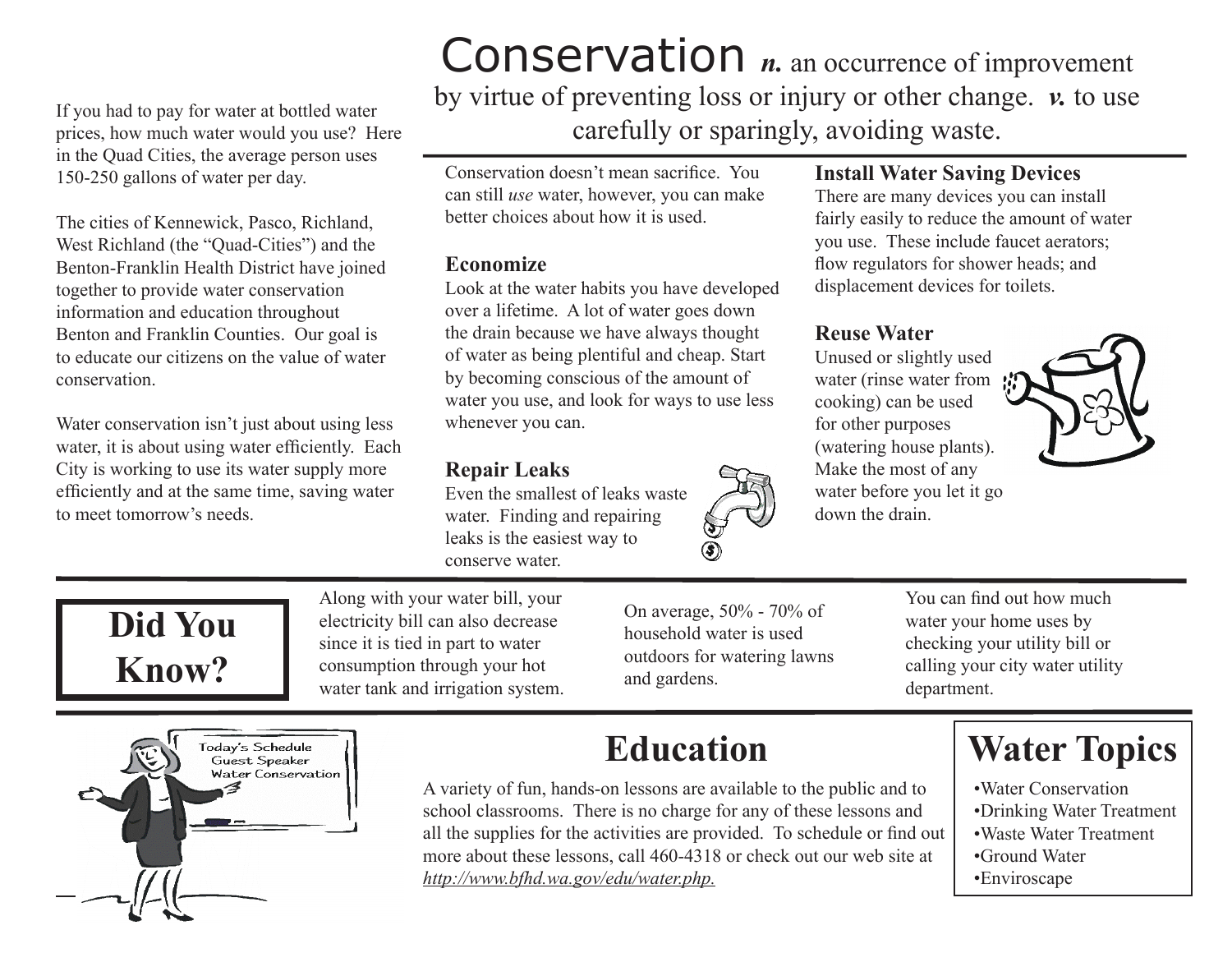# Conservation *n.* an occurrence of improvement by virtue of preventing loss or injury or other change. *v.* to use carefully or sparingly, avoiding waste.

If you had to pay for water at bottled water prices, how much water would you use? Here in the Quad Cities, the average person uses 150-250 gallons of water per day.

The cities of Kennewick, Pasco, Richland, West Richland (the "Quad-Cities") and the Benton-Franklin Health District have joined together to provide water conservation information and education throughout Benton and Franklin Counties. Our goal is to educate our citizens on the value of water conservation.

Water conservation isn't just about using less water, it is about using water efficiently. Each City is working to use its water supply more efficiently and at the same time, saving water to meet tomorrow's needs.

Conservation doesn't mean sacrifice. You can still *use* water, however, you can make better choices about how it is used.

### Economize

Look at the water habits you have developed over a lifetime. A lot of water goes down the drain because we have always thought of water as being plentiful and cheap. Start by becoming conscious of the amount of water you use, and look for ways to use less whenever you can.

### Repair Leaks

Even the smallest of leaks waste water. Finding and repairing leaks is the easiest way to conserve water.

### Install Water Saving Devices

There are many devices you can install fairly easily to reduce the amount of water you use. These include faucet aerators; flow regulators for shower heads; and displacement devices for toilets.

### Reuse Water

Unused or slightly used water (rinse water from cooking) can be used for other purposes (watering house plants). Make the most of any water before you let it go down the drain.

## Did You Know?

Along with your water bill, your electricity bill can also decrease since it is tied in part to water consumption through your hot water tank and irrigation system.

On average, 50% - 70% of household water is used outdoors for watering lawns and gardens.

You can find out how much water your home uses by checking your utility bill or calling your city water utility department.

## Education

A variety of fun, hands-on lessons are available to the public and to school classrooms. There is no charge for any of these lessons and all the supplies for the activities are provided. To schedule or find out more about these lessons, call 460-4318 or check out our web site at *http://www.bfhd.wa.gov/edu/water.php.*

## Water Topics

- Water Conservation
- Drinking Water Treatment
- Waste Water Treatment
- Ground Water
- Enviroscape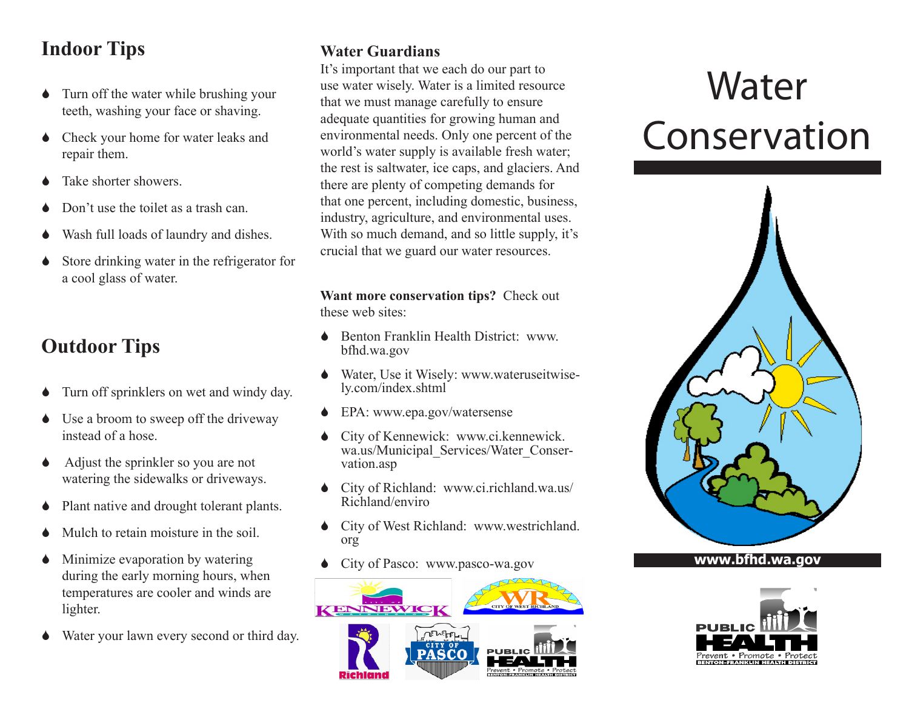## Indoor Tips

- Turn off the water while brushing your teeth, washing your face or shaving.
- Check your home for water leaks and repair them.
- Take shorter showers.
- Don't use the toilet as a trash can.
- Wash full loads of laundry and dishes.
- Store drinking water in the refrigerator for a cool glass of water.

## Outdoor Tips

- Turn off sprinklers on wet and windy day.
- Use a broom to sweep off the driveway instead of a hose.
- Adjust the sprinkler so you are not watering the sidewalks or driveways.
- Plant native and drought tolerant plants.
- Mulch to retain moisture in the soil.
- Minimize evaporation by watering during the early morning hours, when temperatures are cooler and winds are lighter.
- Water your lawn every second or third day.

### Water Guardians

It's important that we each do our part to use water wisely. Water is a limited resource that we must manage carefully to ensure adequate quantities for growing human and environmental needs. Only one percent of the world's water supply is available fresh water; the rest is saltwater, ice caps, and glaciers. And there are plenty of competing demands for that one percent, including domestic, business, industry, agriculture, and environmental uses. With so much demand, and so little supply, it's crucial that we guard our water resources.

**Want more conservation tips?** Check out these web sites:

- Benton Franklin Health District: www.bfhd.wa.gov
- Water, Use it Wisely: www.wateruseitwisely.com/index.shtml
- EPA: www.epa.gov/watersense
- City of Kennewick: www.ci.kennewick.wa.us/Municipal_Services/Water_Conservation.asp
- City of Richland: www.ci.richland.wa.us/Richland/enviro
- City of West Richland: www.westrichland.org
- City of Pasco: www.pasco-wa.gov

# Water Conservation

www.bfhd.wa.gov

PUBLIC HEALTH
Prevent • Promote • Protect
BENTON-FRANKLIN HEALTH DISTRICT